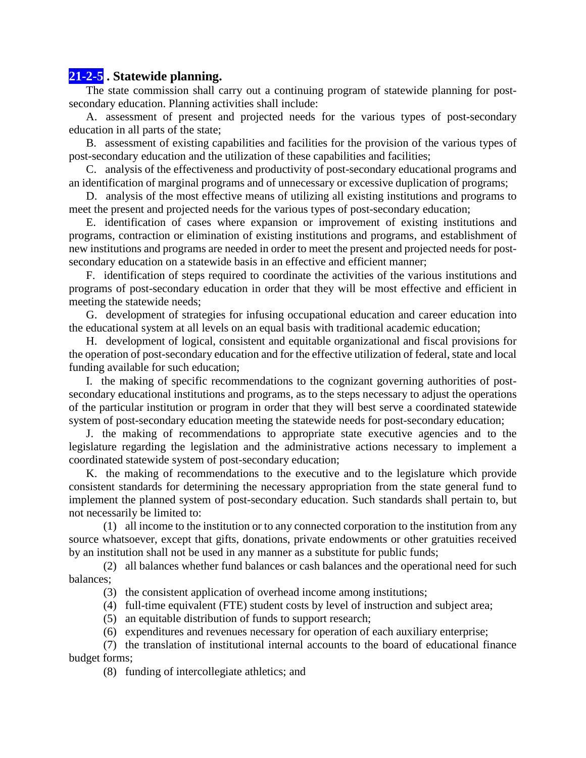## 21-2-5. Statewide planning.

The state commission shall carry out a continuing program of statewide planning for post-secondary education. Planning activities shall include:

A. assessment of present and projected needs for the various types of post-secondary education in all parts of the state;

B. assessment of existing capabilities and facilities for the provision of the various types of post-secondary education and the utilization of these capabilities and facilities;

C. analysis of the effectiveness and productivity of post-secondary educational programs and an identification of marginal programs and of unnecessary or excessive duplication of programs;

D. analysis of the most effective means of utilizing all existing institutions and programs to meet the present and projected needs for the various types of post-secondary education;

E. identification of cases where expansion or improvement of existing institutions and programs, contraction or elimination of existing institutions and programs, and establishment of new institutions and programs are needed in order to meet the present and projected needs for post-secondary education on a statewide basis in an effective and efficient manner;

F. identification of steps required to coordinate the activities of the various institutions and programs of post-secondary education in order that they will be most effective and efficient in meeting the statewide needs;

G. development of strategies for infusing occupational education and career education into the educational system at all levels on an equal basis with traditional academic education;

H. development of logical, consistent and equitable organizational and fiscal provisions for the operation of post-secondary education and for the effective utilization of federal, state and local funding available for such education;

I. the making of specific recommendations to the cognizant governing authorities of post-secondary educational institutions and programs, as to the steps necessary to adjust the operations of the particular institution or program in order that they will best serve a coordinated statewide system of post-secondary education meeting the statewide needs for post-secondary education;

J. the making of recommendations to appropriate state executive agencies and to the legislature regarding the legislation and the administrative actions necessary to implement a coordinated statewide system of post-secondary education;

K. the making of recommendations to the executive and to the legislature which provide consistent standards for determining the necessary appropriation from the state general fund to implement the planned system of post-secondary education. Such standards shall pertain to, but not necessarily be limited to:

(1) all income to the institution or to any connected corporation to the institution from any source whatsoever, except that gifts, donations, private endowments or other gratuities received by an institution shall not be used in any manner as a substitute for public funds;

(2) all balances whether fund balances or cash balances and the operational need for such balances;

(3) the consistent application of overhead income among institutions;

(4) full-time equivalent (FTE) student costs by level of instruction and subject area;

(5) an equitable distribution of funds to support research;

(6) expenditures and revenues necessary for operation of each auxiliary enterprise;

(7) the translation of institutional internal accounts to the board of educational finance budget forms;

(8) funding of intercollegiate athletics; and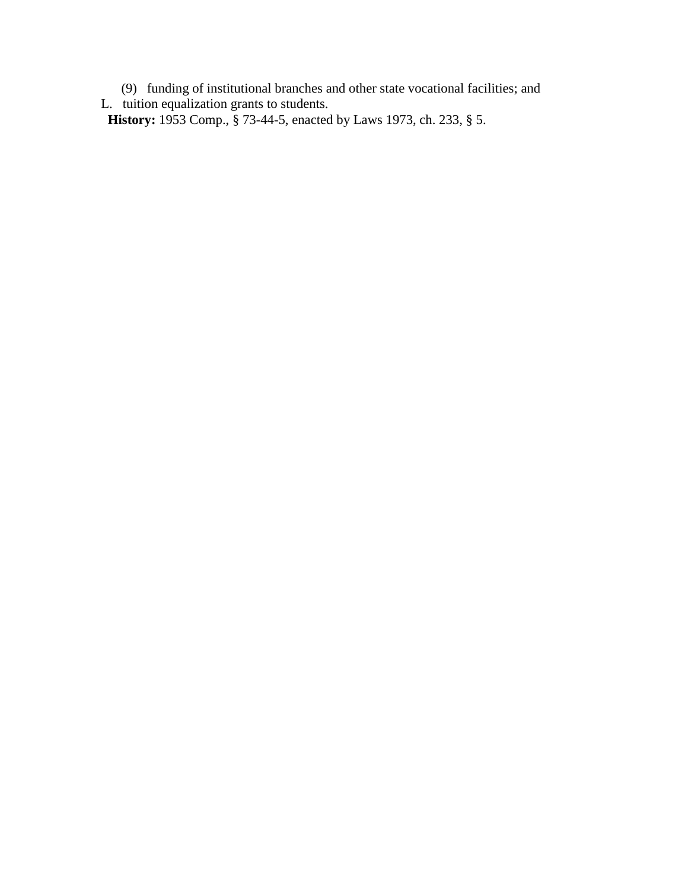(9) funding of institutional branches and other state vocational facilities; and

L. tuition equalization grants to students.

**History:** 1953 Comp., § 73-44-5, enacted by Laws 1973, ch. 233, § 5.